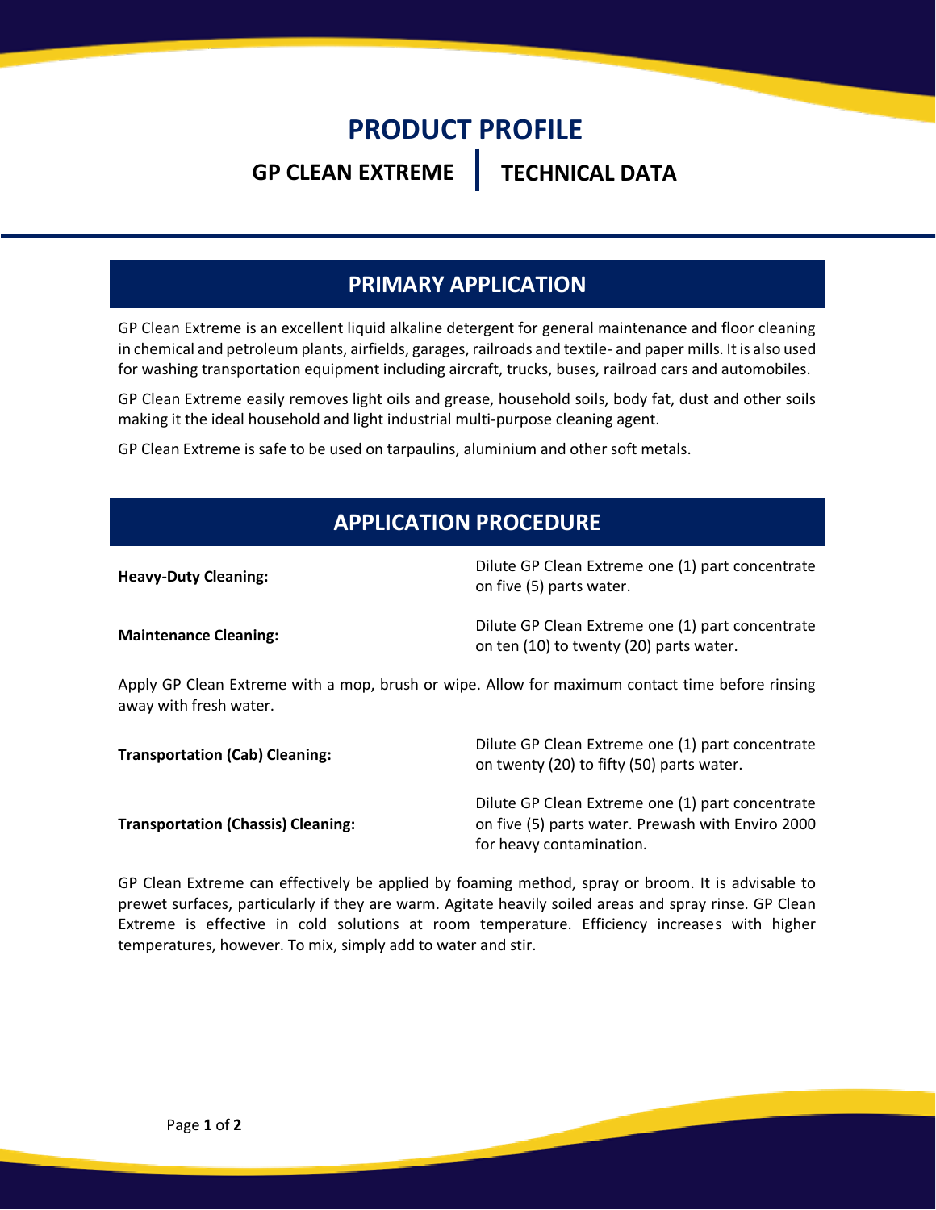# PRODUCT PROFILE

## GP CLEAN EXTREME | TECHNICAL DATA

## PRIMARY APPLICATION

GP Clean Extreme is an excellent liquid alkaline detergent for general maintenance and floor cleaning in chemical and petroleum plants, airfields, garages, railroads and textile- and paper mills. It is also used for washing transportation equipment including aircraft, trucks, buses, railroad cars and automobiles.

GP Clean Extreme easily removes light oils and grease, household soils, body fat, dust and other soils making it the ideal household and light industrial multi-purpose cleaning agent.

GP Clean Extreme is safe to be used on tarpaulins, aluminium and other soft metals.

## APPLICATION PROCEDURE

**Heavy-Duty Cleaning:** Dilute GP Clean Extreme one (1) part concentrate on five (5) parts water.

**Maintenance Cleaning:** Dilute GP Clean Extreme one (1) part concentrate on ten (10) to twenty (20) parts water.

Apply GP Clean Extreme with a mop, brush or wipe. Allow for maximum contact time before rinsing away with fresh water.

**Transportation (Cab) Cleaning:** Dilute GP Clean Extreme one (1) part concentrate on twenty (20) to fifty (50) parts water.

**Transportation (Chassis) Cleaning:** Dilute GP Clean Extreme one (1) part concentrate on five (5) parts water. Prewash with Enviro 2000 for heavy contamination.

GP Clean Extreme can effectively be applied by foaming method, spray or broom. It is advisable to prewet surfaces, particularly if they are warm. Agitate heavily soiled areas and spray rinse. GP Clean Extreme is effective in cold solutions at room temperature. Efficiency increases with higher temperatures, however. To mix, simply add to water and stir.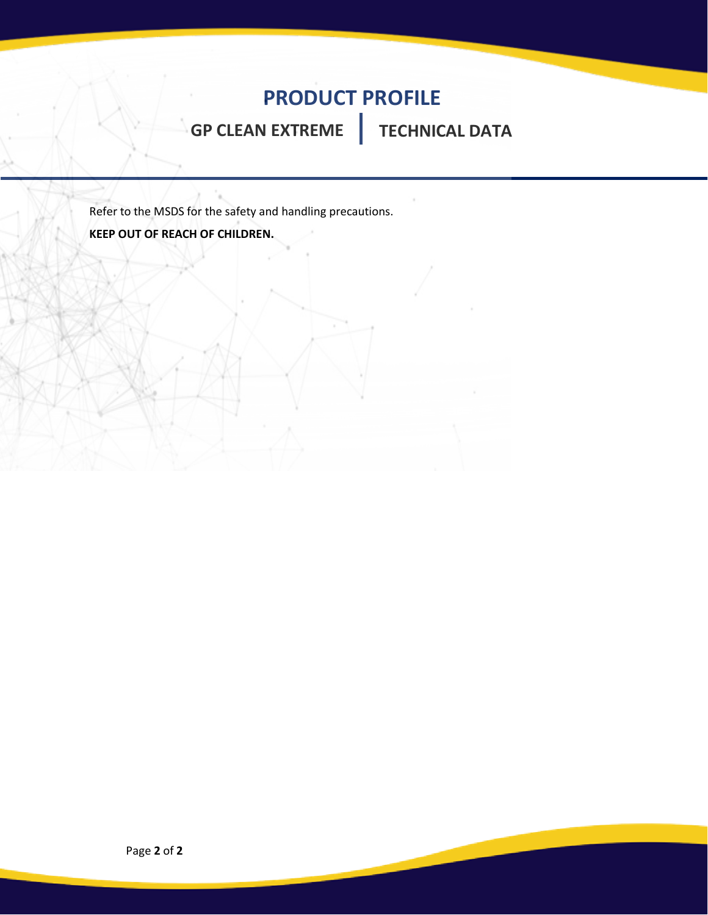Refer to the MSDS for the safety and handling precautions.

**KEEP OUT OF REACH OF CHILDREN.**